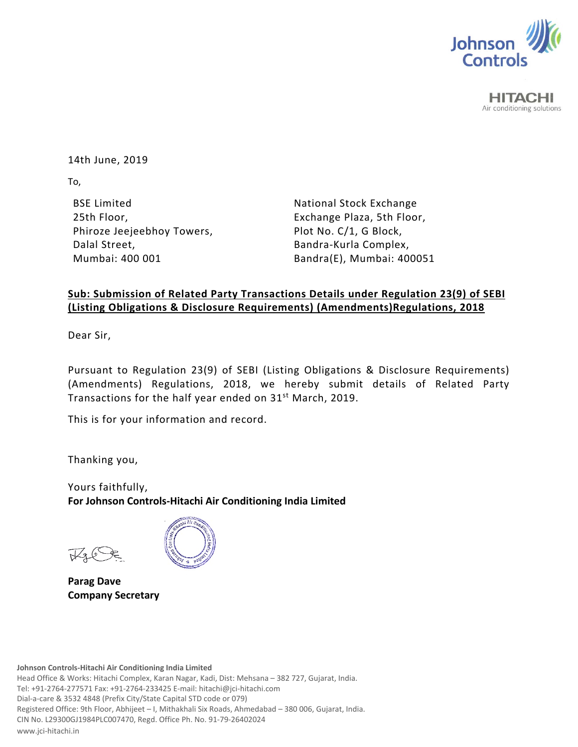14th June, 2019

To,

BSE Limited
25th Floor,
Phiroze Jeejeebhoy Towers,
Dalal Street,
Mumbai: 400 001

National Stock Exchange
Exchange Plaza, 5th Floor,
Plot No. C/1, G Block,
Bandra-Kurla Complex,
Bandra(E), Mumbai: 400051

**Sub: Submission of Related Party Transactions Details under Regulation 23(9) of SEBI (Listing Obligations & Disclosure Requirements) (Amendments)Regulations, 2018**

Dear Sir,

Pursuant to Regulation 23(9) of SEBI (Listing Obligations & Disclosure Requirements) (Amendments) Regulations, 2018, we hereby submit details of Related Party Transactions for the half year ended on 31st March, 2019.

This is for your information and record.

Thanking you,

Yours faithfully,
**For Johnson Controls-Hitachi Air Conditioning India Limited**

**Parag Dave**
**Company Secretary**

**Johnson Controls-Hitachi Air Conditioning India Limited**
Head Office & Works: Hitachi Complex, Karan Nagar, Kadi, Dist: Mehsana – 382 727, Gujarat, India.
Tel: +91-2764-277571 Fax: +91-2764-233425 E-mail: hitachi@jci-hitachi.com
Dial-a-care & 3532 4848 (Prefix City/State Capital STD code or 079)
Registered Office: 9th Floor, Abhijeet – I, Mithakhali Six Roads, Ahmedabad – 380 006, Gujarat, India.
CIN No. L29300GJ1984PLC007470, Regd. Office Ph. No. 91-79-26402024
www.jci-hitachi.in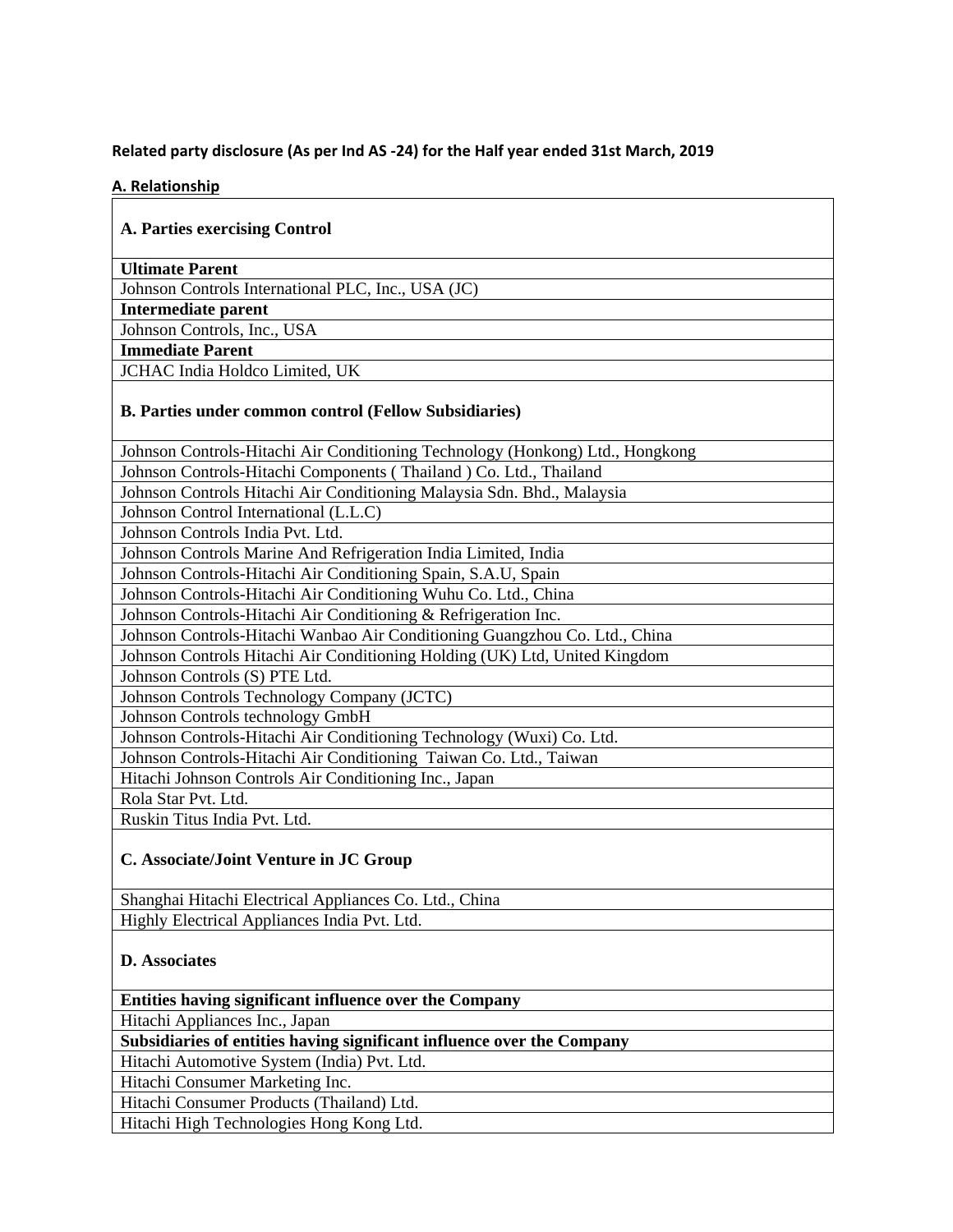**Related party disclosure (As per Ind AS -24) for the Half year ended 31st March, 2019**

**A. Relationship**

| **A. Parties exercising Control** |
|---|
| **Ultimate Parent** |
| Johnson Controls International PLC, Inc., USA (JC) |
| **Intermediate parent** |
| Johnson Controls, Inc., USA |
| **Immediate Parent** |
| JCHAC India Holdco Limited, UK |
| **B. Parties under common control (Fellow Subsidiaries)** |
| Johnson Controls-Hitachi Air Conditioning Technology (Honkong) Ltd., Hongkong |
| Johnson Controls-Hitachi Components ( Thailand ) Co. Ltd., Thailand |
| Johnson Controls Hitachi Air Conditioning Malaysia Sdn. Bhd., Malaysia |
| Johnson Control International (L.L.C) |
| Johnson Controls India Pvt. Ltd. |
| Johnson Controls Marine And Refrigeration India Limited, India |
| Johnson Controls-Hitachi Air Conditioning Spain, S.A.U, Spain |
| Johnson Controls-Hitachi Air Conditioning Wuhu Co. Ltd., China |
| Johnson Controls-Hitachi Air Conditioning & Refrigeration Inc. |
| Johnson Controls-Hitachi Wanbao Air Conditioning Guangzhou Co. Ltd., China |
| Johnson Controls Hitachi Air Conditioning Holding (UK) Ltd, United Kingdom |
| Johnson Controls (S) PTE Ltd. |
| Johnson Controls Technology Company (JCTC) |
| Johnson Controls technology GmbH |
| Johnson Controls-Hitachi Air Conditioning Technology (Wuxi) Co. Ltd. |
| Johnson Controls-Hitachi Air Conditioning Taiwan Co. Ltd., Taiwan |
| Hitachi Johnson Controls Air Conditioning Inc., Japan |
| Rola Star Pvt. Ltd. |
| Ruskin Titus India Pvt. Ltd. |
| **C. Associate/Joint Venture in JC Group** |
| Shanghai Hitachi Electrical Appliances Co. Ltd., China |
| Highly Electrical Appliances India Pvt. Ltd. |
| **D. Associates** |
| **Entities having significant influence over the Company** |
| Hitachi Appliances Inc., Japan |
| **Subsidiaries of entities having significant influence over the Company** |
| Hitachi Automotive System (India) Pvt. Ltd. |
| Hitachi Consumer Marketing Inc. |
| Hitachi Consumer Products (Thailand) Ltd. |
| Hitachi High Technologies Hong Kong Ltd. |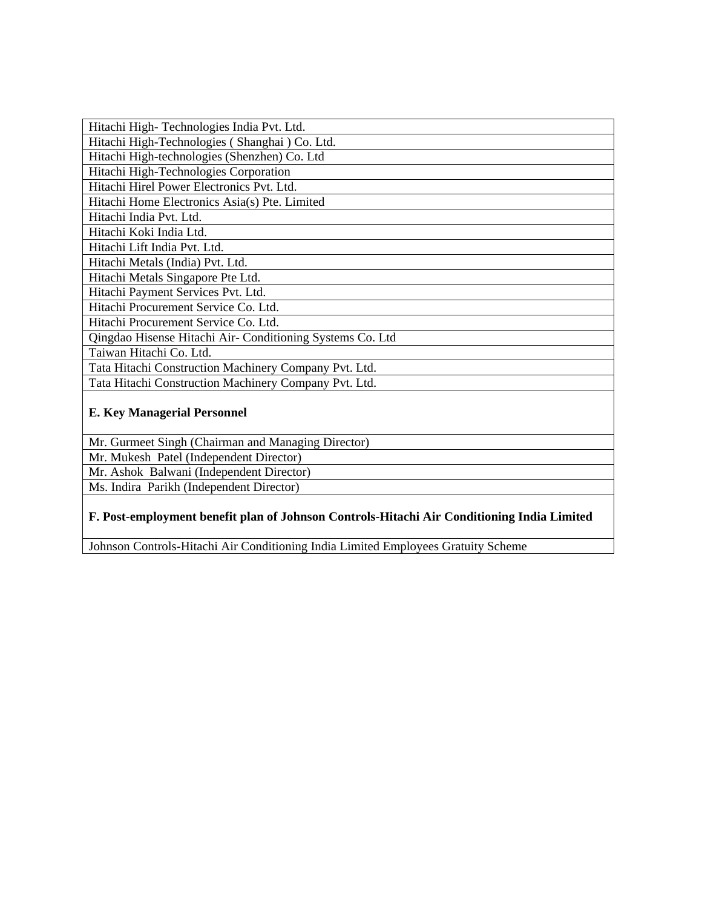| Hitachi High- Technologies India Pvt. Ltd. |
|---|
| Hitachi High-Technologies ( Shanghai ) Co. Ltd. |
| Hitachi High-technologies (Shenzhen) Co. Ltd |
| Hitachi High-Technologies Corporation |
| Hitachi Hirel Power Electronics Pvt. Ltd. |
| Hitachi Home Electronics Asia(s) Pte. Limited |
| Hitachi India Pvt. Ltd. |
| Hitachi Koki India Ltd. |
| Hitachi Lift India Pvt. Ltd. |
| Hitachi Metals (India) Pvt. Ltd. |
| Hitachi Metals Singapore Pte Ltd. |
| Hitachi Payment Services Pvt. Ltd. |
| Hitachi Procurement Service Co. Ltd. |
| Hitachi Procurement Service Co. Ltd. |
| Qingdao Hisense Hitachi Air- Conditioning Systems Co. Ltd |
| Taiwan Hitachi Co. Ltd. |
| Tata Hitachi Construction Machinery Company Pvt. Ltd. |
| Tata Hitachi Construction Machinery Company Pvt. Ltd. |
| **E. Key Managerial Personnel** |
| Mr. Gurmeet Singh (Chairman and Managing Director) |
| Mr. Mukesh Patel (Independent Director) |
| Mr. Ashok Balwani (Independent Director) |
| Ms. Indira Parikh (Independent Director) |
| **F. Post-employment benefit plan of Johnson Controls-Hitachi Air Conditioning India Limited** |
| Johnson Controls-Hitachi Air Conditioning India Limited Employees Gratuity Scheme |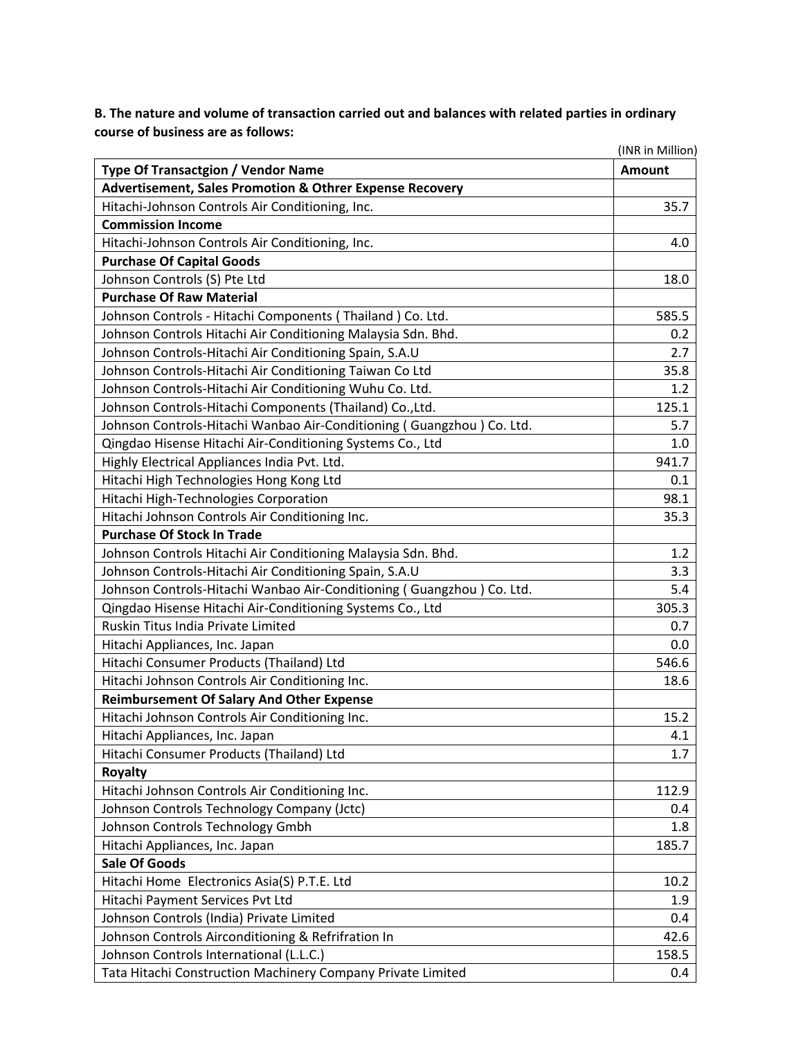**B. The nature and volume of transaction carried out and balances with related parties in ordinary course of business are as follows:**

(INR in Million)

| Type Of Transactgion / Vendor Name | Amount |
|---|---|
| **Advertisement, Sales Promotion & Othrer Expense Recovery** | |
| Hitachi-Johnson Controls Air Conditioning, Inc. | 35.7 |
| **Commission Income** | |
| Hitachi-Johnson Controls Air Conditioning, Inc. | 4.0 |
| **Purchase Of Capital Goods** | |
| Johnson Controls (S) Pte Ltd | 18.0 |
| **Purchase Of Raw Material** | |
| Johnson Controls - Hitachi Components ( Thailand ) Co. Ltd. | 585.5 |
| Johnson Controls Hitachi Air Conditioning Malaysia Sdn. Bhd. | 0.2 |
| Johnson Controls-Hitachi Air Conditioning Spain, S.A.U | 2.7 |
| Johnson Controls-Hitachi Air Conditioning Taiwan Co Ltd | 35.8 |
| Johnson Controls-Hitachi Air Conditioning Wuhu Co. Ltd. | 1.2 |
| Johnson Controls-Hitachi Components (Thailand) Co.,Ltd. | 125.1 |
| Johnson Controls-Hitachi Wanbao Air-Conditioning ( Guangzhou ) Co. Ltd. | 5.7 |
| Qingdao Hisense Hitachi Air-Conditioning Systems Co., Ltd | 1.0 |
| Highly Electrical Appliances India Pvt. Ltd. | 941.7 |
| Hitachi High Technologies Hong Kong Ltd | 0.1 |
| Hitachi High-Technologies Corporation | 98.1 |
| Hitachi Johnson Controls Air Conditioning Inc. | 35.3 |
| **Purchase Of Stock In Trade** | |
| Johnson Controls Hitachi Air Conditioning Malaysia Sdn. Bhd. | 1.2 |
| Johnson Controls-Hitachi Air Conditioning Spain, S.A.U | 3.3 |
| Johnson Controls-Hitachi Wanbao Air-Conditioning ( Guangzhou ) Co. Ltd. | 5.4 |
| Qingdao Hisense Hitachi Air-Conditioning Systems Co., Ltd | 305.3 |
| Ruskin Titus India Private Limited | 0.7 |
| Hitachi Appliances, Inc. Japan | 0.0 |
| Hitachi Consumer Products (Thailand) Ltd | 546.6 |
| Hitachi Johnson Controls Air Conditioning Inc. | 18.6 |
| **Reimbursement Of Salary And Other Expense** | |
| Hitachi Johnson Controls Air Conditioning Inc. | 15.2 |
| Hitachi Appliances, Inc. Japan | 4.1 |
| Hitachi Consumer Products (Thailand) Ltd | 1.7 |
| **Royalty** | |
| Hitachi Johnson Controls Air Conditioning Inc. | 112.9 |
| Johnson Controls Technology Company (Jctc) | 0.4 |
| Johnson Controls Technology Gmbh | 1.8 |
| Hitachi Appliances, Inc. Japan | 185.7 |
| **Sale Of Goods** | |
| Hitachi Home Electronics Asia(S) P.T.E. Ltd | 10.2 |
| Hitachi Payment Services Pvt Ltd | 1.9 |
| Johnson Controls (India) Private Limited | 0.4 |
| Johnson Controls Airconditioning & Refrifration In | 42.6 |
| Johnson Controls International (L.L.C.) | 158.5 |
| Tata Hitachi Construction Machinery Company Private Limited | 0.4 |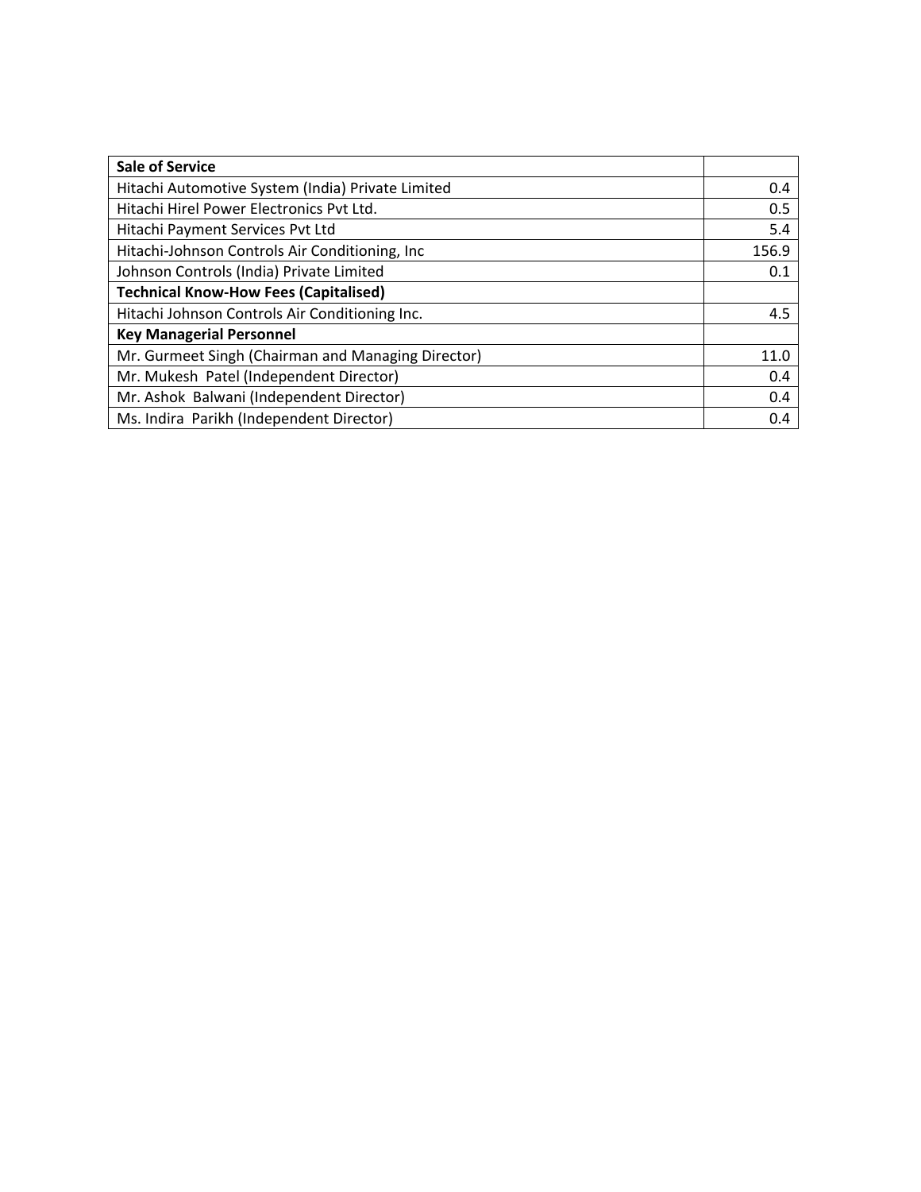| | |
|---|---|
| **Sale of Service** | |
| Hitachi Automotive System (India) Private Limited | 0.4 |
| Hitachi Hirel Power Electronics Pvt Ltd. | 0.5 |
| Hitachi Payment Services Pvt Ltd | 5.4 |
| Hitachi-Johnson Controls Air Conditioning, Inc | 156.9 |
| Johnson Controls (India) Private Limited | 0.1 |
| **Technical Know-How Fees (Capitalised)** | |
| Hitachi Johnson Controls Air Conditioning Inc. | 4.5 |
| **Key Managerial Personnel** | |
| Mr. Gurmeet Singh (Chairman and Managing Director) | 11.0 |
| Mr. Mukesh Patel (Independent Director) | 0.4 |
| Mr. Ashok Balwani (Independent Director) | 0.4 |
| Ms. Indira Parikh (Independent Director) | 0.4 |